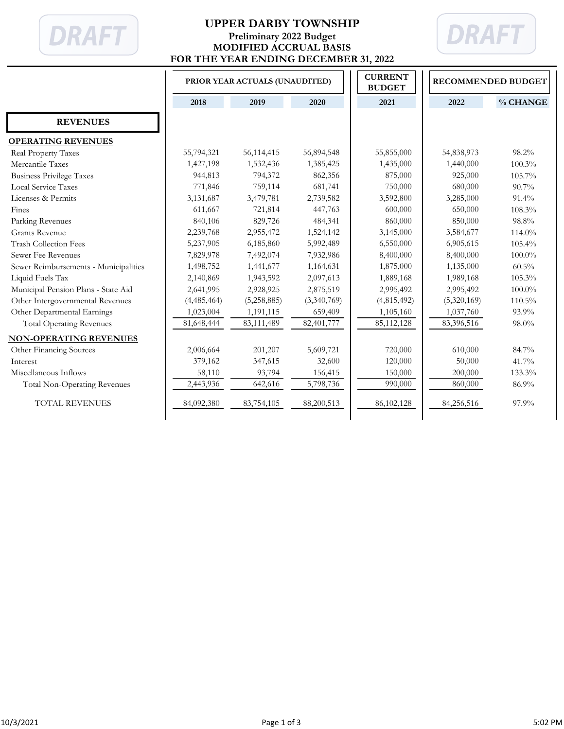# UPPER DARBY TOWNSHIP

**Preliminary 2022 Budget**
**MODIFIED ACCRUAL BASIS**
**FOR THE YEAR ENDING DECEMBER 31, 2022**

DRAFT

| | PRIOR YEAR ACTUALS (UNAUDITED) | | | CURRENT BUDGET | RECOMMENDED BUDGET | |
|---|---|---|---|---|---|---|
| | 2018 | 2019 | 2020 | 2021 | 2022 | % CHANGE |
| **REVENUES** | | | | | | |
| **OPERATING REVENUES** | | | | | | |
| Real Property Taxes | 55,794,321 | 56,114,415 | 56,894,548 | 55,855,000 | 54,838,973 | 98.2% |
| Mercantile Taxes | 1,427,198 | 1,532,436 | 1,385,425 | 1,435,000 | 1,440,000 | 100.3% |
| Business Privilege Taxes | 944,813 | 794,372 | 862,356 | 875,000 | 925,000 | 105.7% |
| Local Service Taxes | 771,846 | 759,114 | 681,741 | 750,000 | 680,000 | 90.7% |
| Licenses & Permits | 3,131,687 | 3,479,781 | 2,739,582 | 3,592,800 | 3,285,000 | 91.4% |
| Fines | 611,667 | 721,814 | 447,763 | 600,000 | 650,000 | 108.3% |
| Parking Revenues | 840,106 | 829,726 | 484,341 | 860,000 | 850,000 | 98.8% |
| Grants Revenue | 2,239,768 | 2,955,472 | 1,524,142 | 3,145,000 | 3,584,677 | 114.0% |
| Trash Collection Fees | 5,237,905 | 6,185,860 | 5,992,489 | 6,550,000 | 6,905,615 | 105.4% |
| Sewer Fee Revenues | 7,829,978 | 7,492,074 | 7,932,986 | 8,400,000 | 8,400,000 | 100.0% |
| Sewer Reimbursements - Municipalities | 1,498,752 | 1,441,677 | 1,164,631 | 1,875,000 | 1,135,000 | 60.5% |
| Liquid Fuels Tax | 2,140,869 | 1,943,592 | 2,097,613 | 1,889,168 | 1,989,168 | 105.3% |
| Municipal Pension Plans - State Aid | 2,641,995 | 2,928,925 | 2,875,519 | 2,995,492 | 2,995,492 | 100.0% |
| Other Intergovernmental Revenues | (4,485,464) | (5,258,885) | (3,340,769) | (4,815,492) | (5,320,169) | 110.5% |
| Other Departmental Earnings | 1,023,004 | 1,191,115 | 659,409 | 1,105,160 | 1,037,760 | 93.9% |
| Total Operating Revenues | 81,648,444 | 83,111,489 | 82,401,777 | 85,112,128 | 83,396,516 | 98.0% |
| **NON-OPERATING REVENUES** | | | | | | |
| Other Financing Sources | 2,006,664 | 201,207 | 5,609,721 | 720,000 | 610,000 | 84.7% |
| Interest | 379,162 | 347,615 | 32,600 | 120,000 | 50,000 | 41.7% |
| Miscellaneous Inflows | 58,110 | 93,794 | 156,415 | 150,000 | 200,000 | 133.3% |
| Total Non-Operating Revenues | 2,443,936 | 642,616 | 5,798,736 | 990,000 | 860,000 | 86.9% |
| TOTAL REVENUES | 84,092,380 | 83,754,105 | 88,200,513 | 86,102,128 | 84,256,516 | 97.9% |

10/3/2021 5:02 PM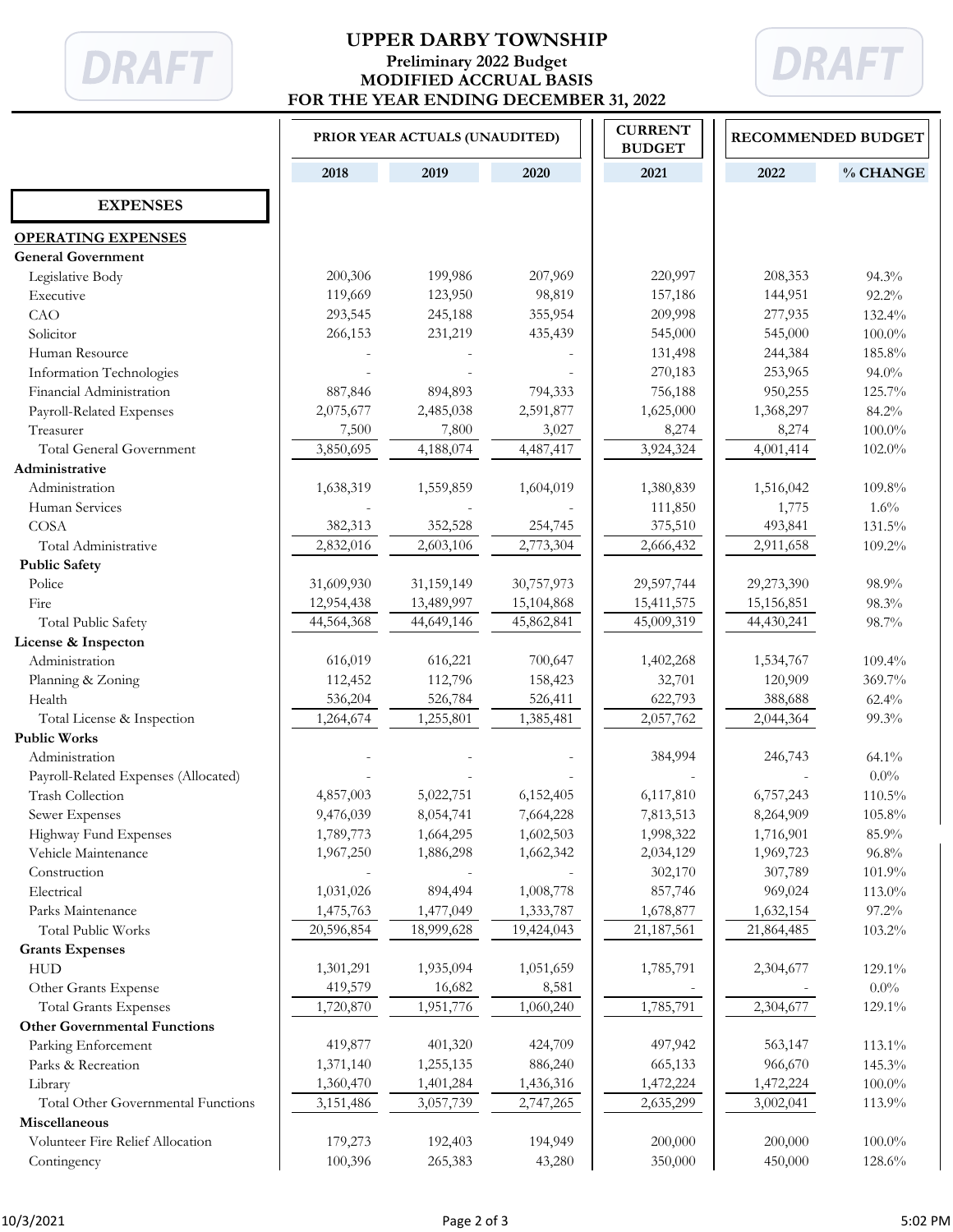# UPPER DARBY TOWNSHIP
## Preliminary 2022 Budget
## MODIFIED ACCRUAL BASIS
## FOR THE YEAR ENDING DECEMBER 31, 2022

DRAFT

| | PRIOR YEAR ACTUALS (UNAUDITED) | | | CURRENT BUDGET | RECOMMENDED BUDGET | |
|---|---|---|---|---|---|---|
| | 2018 | 2019 | 2020 | 2021 | 2022 | % CHANGE |
| **EXPENSES** | | | | | | |
| **OPERATING EXPENSES** | | | | | | |
| **General Government** | | | | | | |
| Legislative Body | 200,306 | 199,986 | 207,969 | 220,997 | 208,353 | 94.3% |
| Executive | 119,669 | 123,950 | 98,819 | 157,186 | 144,951 | 92.2% |
| CAO | 293,545 | 245,188 | 355,954 | 209,998 | 277,935 | 132.4% |
| Solicitor | 266,153 | 231,219 | 435,439 | 545,000 | 545,000 | 100.0% |
| Human Resource | - | - | - | 131,498 | 244,384 | 185.8% |
| Information Technologies | - | - | - | 270,183 | 253,965 | 94.0% |
| Financial Administration | 887,846 | 894,893 | 794,333 | 756,188 | 950,255 | 125.7% |
| Payroll-Related Expenses | 2,075,677 | 2,485,038 | 2,591,877 | 1,625,000 | 1,368,297 | 84.2% |
| Treasurer | 7,500 | 7,800 | 3,027 | 8,274 | 8,274 | 100.0% |
| Total General Government | 3,850,695 | 4,188,074 | 4,487,417 | 3,924,324 | 4,001,414 | 102.0% |
| **Administrative** | | | | | | |
| Administration | 1,638,319 | 1,559,859 | 1,604,019 | 1,380,839 | 1,516,042 | 109.8% |
| Human Services | - | - | - | 111,850 | 1,775 | 1.6% |
| COSA | 382,313 | 352,528 | 254,745 | 375,510 | 493,841 | 131.5% |
| Total Administrative | 2,832,016 | 2,603,106 | 2,773,304 | 2,666,432 | 2,911,658 | 109.2% |
| **Public Safety** | | | | | | |
| Police | 31,609,930 | 31,159,149 | 30,757,973 | 29,597,744 | 29,273,390 | 98.9% |
| Fire | 12,954,438 | 13,489,997 | 15,104,868 | 15,411,575 | 15,156,851 | 98.3% |
| Total Public Safety | 44,564,368 | 44,649,146 | 45,862,841 | 45,009,319 | 44,430,241 | 98.7% |
| **License & Inspecton** | | | | | | |
| Administration | 616,019 | 616,221 | 700,647 | 1,402,268 | 1,534,767 | 109.4% |
| Planning & Zoning | 112,452 | 112,796 | 158,423 | 32,701 | 120,909 | 369.7% |
| Health | 536,204 | 526,784 | 526,411 | 622,793 | 388,688 | 62.4% |
| Total License & Inspection | 1,264,674 | 1,255,801 | 1,385,481 | 2,057,762 | 2,044,364 | 99.3% |
| **Public Works** | | | | | | |
| Administration | - | - | - | 384,994 | 246,743 | 64.1% |
| Payroll-Related Expenses (Allocated) | - | - | - | - | - | 0.0% |
| Trash Collection | 4,857,003 | 5,022,751 | 6,152,405 | 6,117,810 | 6,757,243 | 110.5% |
| Sewer Expenses | 9,476,039 | 8,054,741 | 7,664,228 | 7,813,513 | 8,264,909 | 105.8% |
| Highway Fund Expenses | 1,789,773 | 1,664,295 | 1,602,503 | 1,998,322 | 1,716,901 | 85.9% |
| Vehicle Maintenance | 1,967,250 | 1,886,298 | 1,662,342 | 2,034,129 | 1,969,723 | 96.8% |
| Construction | - | - | - | 302,170 | 307,789 | 101.9% |
| Electrical | 1,031,026 | 894,494 | 1,008,778 | 857,746 | 969,024 | 113.0% |
| Parks Maintenance | 1,475,763 | 1,477,049 | 1,333,787 | 1,678,877 | 1,632,154 | 97.2% |
| Total Public Works | 20,596,854 | 18,999,628 | 19,424,043 | 21,187,561 | 21,864,485 | 103.2% |
| **Grants Expenses** | | | | | | |
| HUD | 1,301,291 | 1,935,094 | 1,051,659 | 1,785,791 | 2,304,677 | 129.1% |
| Other Grants Expense | 419,579 | 16,682 | 8,581 | - | - | 0.0% |
| Total Grants Expenses | 1,720,870 | 1,951,776 | 1,060,240 | 1,785,791 | 2,304,677 | 129.1% |
| **Other Governmental Functions** | | | | | | |
| Parking Enforcement | 419,877 | 401,320 | 424,709 | 497,942 | 563,147 | 113.1% |
| Parks & Recreation | 1,371,140 | 1,255,135 | 886,240 | 665,133 | 966,670 | 145.3% |
| Library | 1,360,470 | 1,401,284 | 1,436,316 | 1,472,224 | 1,472,224 | 100.0% |
| Total Other Governmental Functions | 3,151,486 | 3,057,739 | 2,747,265 | 2,635,299 | 3,002,041 | 113.9% |
| **Miscellaneous** | | | | | | |
| Volunteer Fire Relief Allocation | 179,273 | 192,403 | 194,949 | 200,000 | 200,000 | 100.0% |
| Contingency | 100,396 | 265,383 | 43,280 | 350,000 | 450,000 | 128.6% |

10/3/2021 5:02 PM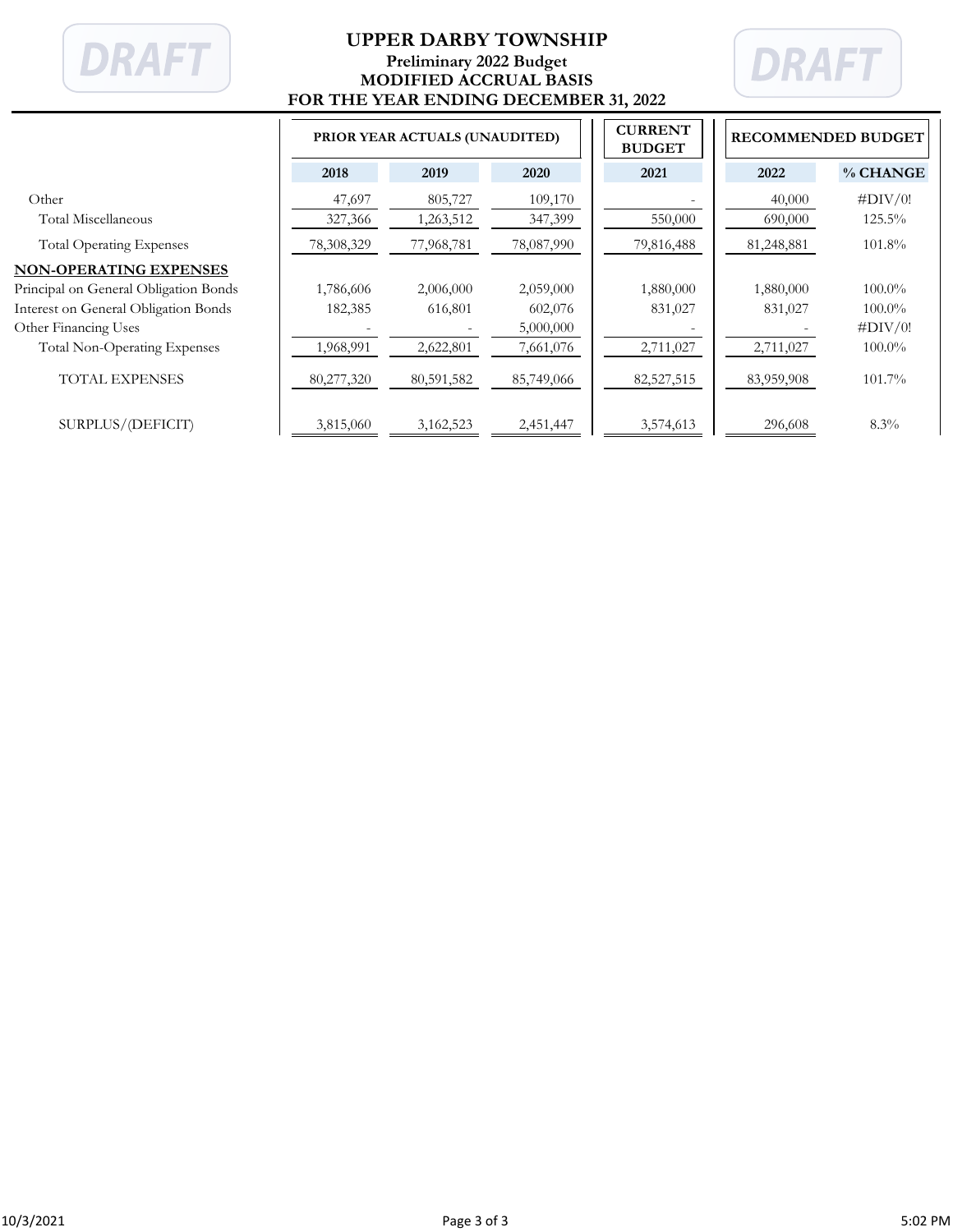# UPPER DARBY TOWNSHIP
**Preliminary 2022 Budget**
**MODIFIED ACCRUAL BASIS**
**FOR THE YEAR ENDING DECEMBER 31, 2022**

DRAFT

| | PRIOR YEAR ACTUALS (UNAUDITED) | | | CURRENT BUDGET | RECOMMENDED BUDGET | |
|---|---|---|---|---|---|---|
| | 2018 | 2019 | 2020 | 2021 | 2022 | % CHANGE |
| Other | 47,697 | 805,727 | 109,170 | - | 40,000 | #DIV/0! |
| Total Miscellaneous | 327,366 | 1,263,512 | 347,399 | 550,000 | 690,000 | 125.5% |
| Total Operating Expenses | 78,308,329 | 77,968,781 | 78,087,990 | 79,816,488 | 81,248,881 | 101.8% |
| **NON-OPERATING EXPENSES** | | | | | | |
| Principal on General Obligation Bonds | 1,786,606 | 2,006,000 | 2,059,000 | 1,880,000 | 1,880,000 | 100.0% |
| Interest on General Obligation Bonds | 182,385 | 616,801 | 602,076 | 831,027 | 831,027 | 100.0% |
| Other Financing Uses | - | - | 5,000,000 | - | - | #DIV/0! |
| Total Non-Operating Expenses | 1,968,991 | 2,622,801 | 7,661,076 | 2,711,027 | 2,711,027 | 100.0% |
| TOTAL EXPENSES | 80,277,320 | 80,591,582 | 85,749,066 | 82,527,515 | 83,959,908 | 101.7% |
| SURPLUS/(DEFICIT) | 3,815,060 | 3,162,523 | 2,451,447 | 3,574,613 | 296,608 | 8.3% |

10/3/2021 5:02 PM